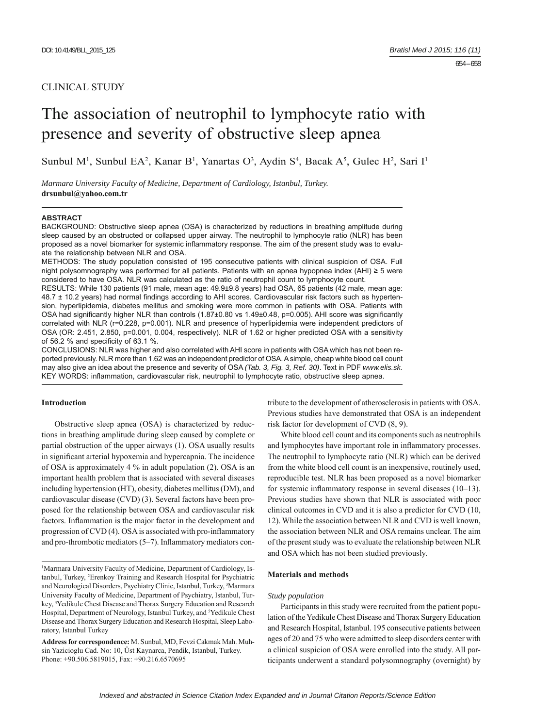CLINICAL STUDY

# The association of neutrophil to lymphocyte ratio with presence and severity of obstructive sleep apnea

Sunbul M[1], Sunbul EA[2], Kanar B[1], Yanartas O[3], Aydin S[4], Bacak A[5], Gulec H[2], Sari I[1]

*Marmara University Faculty of Medicine, Department of Cardiology, Istanbul, Turkey.*
**drsunbul@yahoo.com.tr**

**ABSTRACT**

BACKGROUND: Obstructive sleep apnea (OSA) is characterized by reductions in breathing amplitude during sleep caused by an obstructed or collapsed upper airway. The neutrophil to lymphocyte ratio (NLR) has been proposed as a novel biomarker for systemic inflammatory response. The aim of the present study was to evaluate the relationship between NLR and OSA.

METHODS: The study population consisted of 195 consecutive patients with clinical suspicion of OSA. Full night polysomnography was performed for all patients. Patients with an apnea hypopnea index (AHI) ≥ 5 were considered to have OSA. NLR was calculated as the ratio of neutrophil count to lymphocyte count.

RESULTS: While 130 patients (91 male, mean age: 49.9±9.8 years) had OSA, 65 patients (42 male, mean age: 48.7 ± 10.2 years) had normal findings according to AHI scores. Cardiovascular risk factors such as hypertension, hyperlipidemia, diabetes mellitus and smoking were more common in patients with OSA. Patients with OSA had significantly higher NLR than controls (1.87±0.80 vs 1.49±0.48, p=0.005). AHI score was significantly correlated with NLR (r=0.228, p=0.001). NLR and presence of hyperlipidemia were independent predictors of OSA (OR: 2.451, 2.850, p=0.001, 0.004, respectively). NLR of 1.62 or higher predicted OSA with a sensitivity of 56.2 % and specificity of 63.1 %.

CONCLUSIONS: NLR was higher and also correlated with AHI score in patients with OSA which has not been reported previously. NLR more than 1.62 was an independent predictor of OSA. A simple, cheap white blood cell count may also give an idea about the presence and severity of OSA *(Tab. 3, Fig. 3, Ref. 30)*. Text in PDF *www.elis.sk.*

KEY WORDS: inflammation, cardiovascular risk, neutrophil to lymphocyte ratio, obstructive sleep apnea.

## Introduction

Obstructive sleep apnea (OSA) is characterized by reductions in breathing amplitude during sleep caused by complete or partial obstruction of the upper airways (1). OSA usually results in significant arterial hypoxemia and hypercapnia. The incidence of OSA is approximately 4 % in adult population (2). OSA is an important health problem that is associated with several diseases including hypertension (HT), obesity, diabetes mellitus (DM), and cardiovascular disease (CVD) (3). Several factors have been proposed for the relationship between OSA and cardiovascular risk factors. Inflammation is the major factor in the development and progression of CVD (4). OSA is associated with pro-inflammatory and pro-thrombotic mediators (5–7). Inflammatory mediators contribute to the development of atherosclerosis in patients with OSA. Previous studies have demonstrated that OSA is an independent risk factor for development of CVD (8, 9).

White blood cell count and its components such as neutrophils and lymphocytes have important role in inflammatory processes. The neutrophil to lymphocyte ratio (NLR) which can be derived from the white blood cell count is an inexpensive, routinely used, reproducible test. NLR has been proposed as a novel biomarker for systemic inflammatory response in several diseases (10–13). Previous studies have shown that NLR is associated with poor clinical outcomes in CVD and it is also a predictor for CVD (10, 12). While the association between NLR and CVD is well known, the association between NLR and OSA remains unclear. The aim of the present study was to evaluate the relationship between NLR and OSA which has not been studied previously.

## Materials and methods

### *Study population*

Participants in this study were recruited from the patient population of the Yedikule Chest Disease and Thorax Surgery Education and Research Hospital, Istanbul. 195 consecutive patients between ages of 20 and 75 who were admitted to sleep disorders center with a clinical suspicion of OSA were enrolled into the study. All participants underwent a standard polysomnography (overnight) by

[1]Marmara University Faculty of Medicine, Department of Cardiology, Istanbul, Turkey, [2]Erenkoy Training and Research Hospital for Psychiatric and Neurological Disorders, Psychiatry Clinic, Istanbul, Turkey, [3]Marmara University Faculty of Medicine, Department of Psychiatry, Istanbul, Turkey, [4]Yedikule Chest Disease and Thorax Surgery Education and Research Hospital, Department of Neurology, Istanbul Turkey, and [5]Yedikule Chest Disease and Thorax Surgery Education and Research Hospital, Sleep Laboratory, Istanbul Turkey

**Address for correspondence:** M. Sunbul, MD, Fevzi Cakmak Mah. Muhsin Yazicioglu Cad. No: 10, Üst Kaynarca, Pendik, Istanbul, Turkey.
Phone: +90.506.5819015, Fax: +90.216.6570695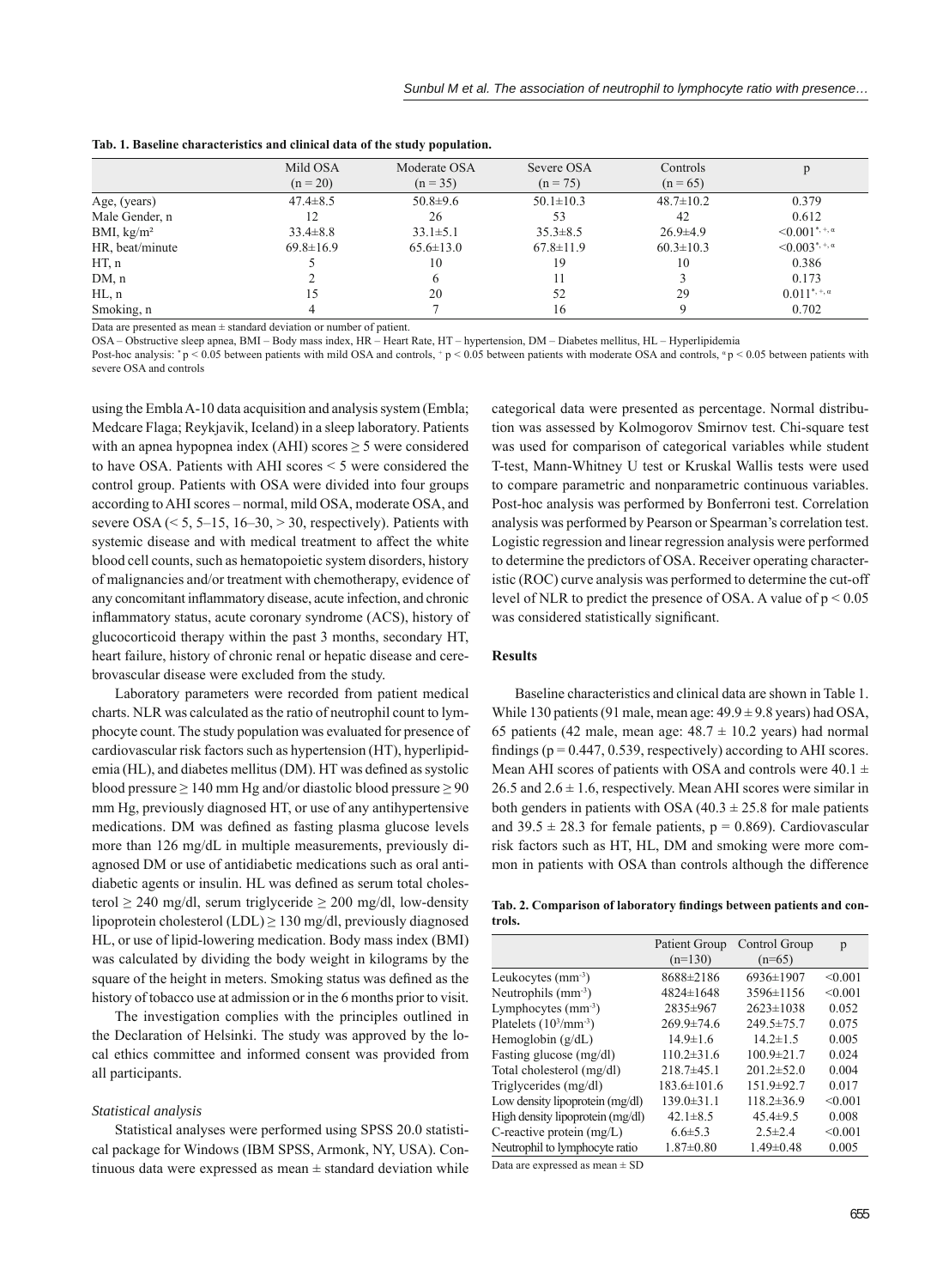**Tab. 1. Baseline characteristics and clinical data of the study population.**

| | Mild OSA (n = 20) | Moderate OSA (n = 35) | Severe OSA (n = 75) | Controls (n = 65) | p |
|---|---|---|---|---|---|
| Age, (years) | 47.4±8.5 | 50.8±9.6 | 50.1±10.3 | 48.7±10.2 | 0.379 |
| Male Gender, n | 12 | 26 | 53 | 42 | 0.612 |
| BMI, kg/m² | 33.4±8.8 | 33.1±5.1 | 35.3±8.5 | 26.9±4.9 | <0.001*, +, α |
| HR, beat/minute | 69.8±16.9 | 65.6±13.0 | 67.8±11.9 | 60.3±10.3 | <0.003*, +, α |
| HT, n | 5 | 10 | 19 | 10 | 0.386 |
| DM, n | 2 | 6 | 11 | 3 | 0.173 |
| HL, n | 15 | 20 | 52 | 29 | 0.011*, +, α |
| Smoking, n | 4 | 7 | 16 | 9 | 0.702 |

Data are presented as mean ± standard deviation or number of patient.

OSA – Obstructive sleep apnea, BMI – Body mass index, HR – Heart Rate, HT – hypertension, DM – Diabetes mellitus, HL – Hyperlipidemia

Post-hoc analysis: * p < 0.05 between patients with mild OSA and controls, + p < 0.05 between patients with moderate OSA and controls, α p < 0.05 between patients with severe OSA and controls

using the Embla A-10 data acquisition and analysis system (Embla; Medcare Flaga; Reykjavik, Iceland) in a sleep laboratory. Patients with an apnea hypopnea index (AHI) scores ≥ 5 were considered to have OSA. Patients with AHI scores < 5 were considered the control group. Patients with OSA were divided into four groups according to AHI scores – normal, mild OSA, moderate OSA, and severe OSA (< 5, 5–15, 16–30, > 30, respectively). Patients with systemic disease and with medical treatment to affect the white blood cell counts, such as hematopoietic system disorders, history of malignancies and/or treatment with chemotherapy, evidence of any concomitant inflammatory disease, acute infection, and chronic inflammatory status, acute coronary syndrome (ACS), history of glucocorticoid therapy within the past 3 months, secondary HT, heart failure, history of chronic renal or hepatic disease and cerebrovascular disease were excluded from the study.

Laboratory parameters were recorded from patient medical charts. NLR was calculated as the ratio of neutrophil count to lymphocyte count. The study population was evaluated for presence of cardiovascular risk factors such as hypertension (HT), hyperlipidemia (HL), and diabetes mellitus (DM). HT was defined as systolic blood pressure ≥ 140 mm Hg and/or diastolic blood pressure ≥ 90 mm Hg, previously diagnosed HT, or use of any antihypertensive medications. DM was defined as fasting plasma glucose levels more than 126 mg/dL in multiple measurements, previously diagnosed DM or use of antidiabetic medications such as oral antidiabetic agents or insulin. HL was defined as serum total cholesterol ≥ 240 mg/dl, serum triglyceride ≥ 200 mg/dl, low-density lipoprotein cholesterol (LDL) ≥ 130 mg/dl, previously diagnosed HL, or use of lipid-lowering medication. Body mass index (BMI) was calculated by dividing the body weight in kilograms by the square of the height in meters. Smoking status was defined as the history of tobacco use at admission or in the 6 months prior to visit.

The investigation complies with the principles outlined in the Declaration of Helsinki. The study was approved by the local ethics committee and informed consent was provided from all participants.

### *Statistical analysis*

Statistical analyses were performed using SPSS 20.0 statistical package for Windows (IBM SPSS, Armonk, NY, USA). Continuous data were expressed as mean ± standard deviation while categorical data were presented as percentage. Normal distribution was assessed by Kolmogorov Smirnov test. Chi-square test was used for comparison of categorical variables while student T-test, Mann-Whitney U test or Kruskal Wallis tests were used to compare parametric and nonparametric continuous variables. Post-hoc analysis was performed by Bonferroni test. Correlation analysis was performed by Pearson or Spearman's correlation test. Logistic regression and linear regression analysis were performed to determine the predictors of OSA. Receiver operating characteristic (ROC) curve analysis was performed to determine the cut-off level of NLR to predict the presence of OSA. A value of $p < 0.05$ was considered statistically significant.

## Results

Baseline characteristics and clinical data are shown in Table 1. While 130 patients (91 male, mean age: 49.9 ± 9.8 years) had OSA, 65 patients (42 male, mean age: 48.7 ± 10.2 years) had normal findings (p = 0.447, 0.539, respectively) according to AHI scores. Mean AHI scores of patients with OSA and controls were 40.1 ± 26.5 and 2.6 ± 1.6, respectively. Mean AHI scores were similar in both genders in patients with OSA (40.3 ± 25.8 for male patients and 39.5 ± 28.3 for female patients, p = 0.869). Cardiovascular risk factors such as HT, HL, DM and smoking were more common in patients with OSA than controls although the difference

**Tab. 2. Comparison of laboratory findings between patients and controls.**

| | Patient Group (n=130) | Control Group (n=65) | p |
|---|---|---|---|
| Leukocytes (mm$^{-3}$) | 8688±2186 | 6936±1907 | <0.001 |
| Neutrophils (mm$^{-3}$) | 4824±1648 | 3596±1156 | <0.001 |
| Lymphocytes (mm$^{-3}$) | 2835±967 | 2623±1038 | 0.052 |
| Platelets ($10^3$/mm$^{-3}$) | 269.9±74.6 | 249.5±75.7 | 0.075 |
| Hemoglobin (g/dL) | 14.9±1.6 | 14.2±1.5 | 0.005 |
| Fasting glucose (mg/dl) | 110.2±31.6 | 100.9±21.7 | 0.024 |
| Total cholesterol (mg/dl) | 218.7±45.1 | 201.2±52.0 | 0.004 |
| Triglycerides (mg/dl) | 183.6±101.6 | 151.9±92.7 | 0.017 |
| Low density lipoprotein (mg/dl) | 139.0±31.1 | 118.2±36.9 | <0.001 |
| High density lipoprotein (mg/dl) | 42.1±8.5 | 45.4±9.5 | 0.008 |
| C-reactive protein (mg/L) | 6.6±5.3 | 2.5±2.4 | <0.001 |
| Neutrophil to lymphocyte ratio | 1.87±0.80 | 1.49±0.48 | 0.005 |

Data are expressed as mean ± SD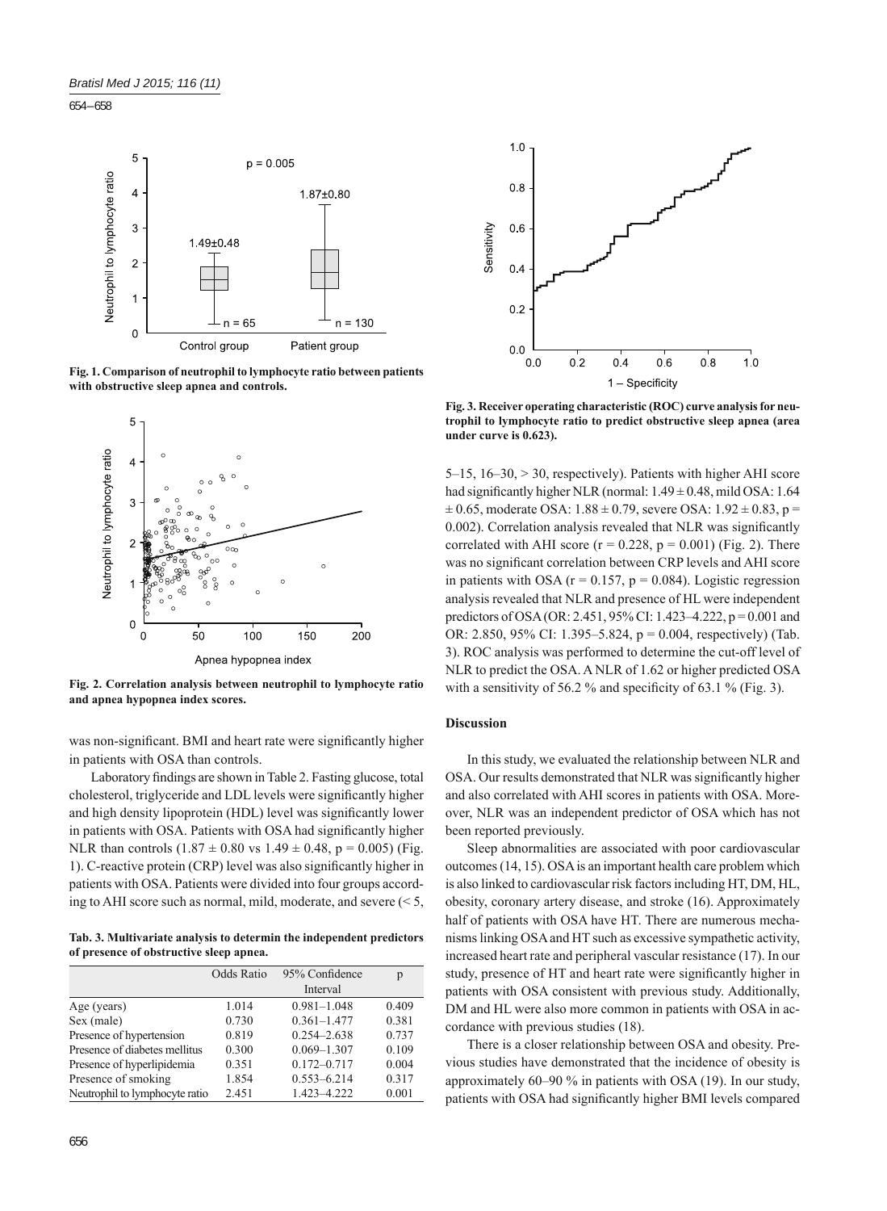Fig. 1. Comparison of neutrophil to lymphocyte ratio between patients with obstructive sleep apnea and controls.

Fig. 2. Correlation analysis between neutrophil to lymphocyte ratio and apnea hypopnea index scores.

was non-significant. BMI and heart rate were significantly higher in patients with OSA than controls.

Laboratory findings are shown in Table 2. Fasting glucose, total cholesterol, triglyceride and LDL levels were significantly higher and high density lipoprotein (HDL) level was significantly lower in patients with OSA. Patients with OSA had significantly higher NLR than controls (1.87 ± 0.80 vs 1.49 ± 0.48, p = 0.005) (Fig. 1). C-reactive protein (CRP) level was also significantly higher in patients with OSA. Patients were divided into four groups according to AHI score such as normal, mild, moderate, and severe (< 5, 5–15, 16–30, > 30, respectively). Patients with higher AHI score had significantly higher NLR (normal: 1.49 ± 0.48, mild OSA: 1.64 ± 0.65, moderate OSA: 1.88 ± 0.79, severe OSA: 1.92 ± 0.83, p = 0.002). Correlation analysis revealed that NLR was significantly correlated with AHI score (r = 0.228, p = 0.001) (Fig. 2). There was no significant correlation between CRP levels and AHI score in patients with OSA (r = 0.157, p = 0.084). Logistic regression analysis revealed that NLR and presence of HL were independent predictors of OSA (OR: 2.451, 95% CI: 1.423–4.222, p = 0.001 and OR: 2.850, 95% CI: 1.395–5.824, p = 0.004, respectively) (Tab. 3). ROC analysis was performed to determine the cut-off level of NLR to predict the OSA. A NLR of 1.62 or higher predicted OSA with a sensitivity of 56.2 % and specificity of 63.1 % (Fig. 3).

**Tab. 3. Multivariate analysis to determin the independent predictors of presence of obstructive sleep apnea.**

| | Odds Ratio | 95% Confidence Interval | p |
|---|---|---|---|
| Age (years) | 1.014 | 0.981–1.048 | 0.409 |
| Sex (male) | 0.730 | 0.361–1.477 | 0.381 |
| Presence of hypertension | 0.819 | 0.254–2.638 | 0.737 |
| Presence of diabetes mellitus | 0.300 | 0.069–1.307 | 0.109 |
| Presence of hyperlipidemia | 0.351 | 0.172–0.717 | 0.004 |
| Presence of smoking | 1.854 | 0.553–6.214 | 0.317 |
| Neutrophil to lymphocyte ratio | 2.451 | 1.423–4.222 | 0.001 |

Fig. 3. Receiver operating characteristic (ROC) curve analysis for neutrophil to lymphocyte ratio to predict obstructive sleep apnea (area under curve is 0.623).

## Discussion

In this study, we evaluated the relationship between NLR and OSA. Our results demonstrated that NLR was significantly higher and also correlated with AHI scores in patients with OSA. Moreover, NLR was an independent predictor of OSA which has not been reported previously.

Sleep abnormalities are associated with poor cardiovascular outcomes (14, 15). OSA is an important health care problem which is also linked to cardiovascular risk factors including HT, DM, HL, obesity, coronary artery disease, and stroke (16). Approximately half of patients with OSA have HT. There are numerous mechanisms linking OSA and HT such as excessive sympathetic activity, increased heart rate and peripheral vascular resistance (17). In our study, presence of HT and heart rate were significantly higher in patients with OSA consistent with previous study. Additionally, DM and HL were also more common in patients with OSA in accordance with previous studies (18).

There is a closer relationship between OSA and obesity. Previous studies have demonstrated that the incidence of obesity is approximately 60–90 % in patients with OSA (19). In our study, patients with OSA had significantly higher BMI levels compared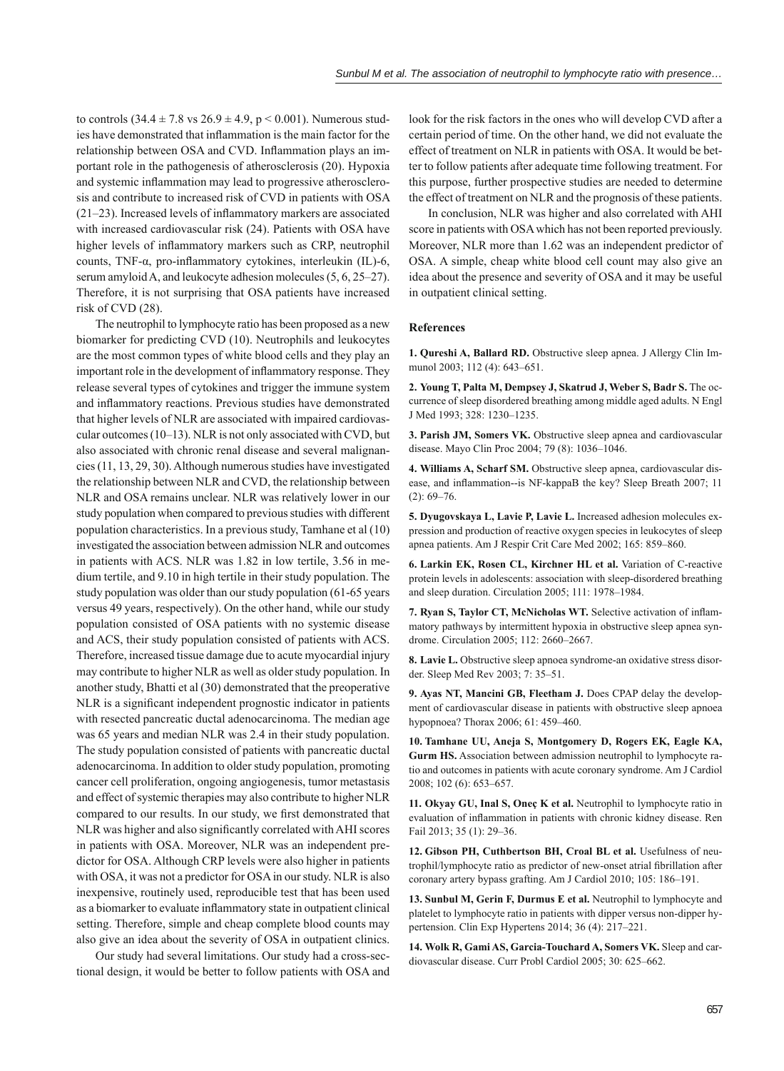to controls ($34.4 \pm 7.8$ vs $26.9 \pm 4.9$, $p < 0.001$). Numerous studies have demonstrated that inflammation is the main factor for the relationship between OSA and CVD. Inflammation plays an important role in the pathogenesis of atherosclerosis (20). Hypoxia and systemic inflammation may lead to progressive atherosclerosis and contribute to increased risk of CVD in patients with OSA (21–23). Increased levels of inflammatory markers are associated with increased cardiovascular risk (24). Patients with OSA have higher levels of inflammatory markers such as CRP, neutrophil counts, TNF-α, pro-inflammatory cytokines, interleukin (IL)-6, serum amyloid A, and leukocyte adhesion molecules (5, 6, 25–27). Therefore, it is not surprising that OSA patients have increased risk of CVD (28).

The neutrophil to lymphocyte ratio has been proposed as a new biomarker for predicting CVD (10). Neutrophils and leukocytes are the most common types of white blood cells and they play an important role in the development of inflammatory response. They release several types of cytokines and trigger the immune system and inflammatory reactions. Previous studies have demonstrated that higher levels of NLR are associated with impaired cardiovascular outcomes (10–13). NLR is not only associated with CVD, but also associated with chronic renal disease and several malignancies (11, 13, 29, 30). Although numerous studies have investigated the relationship between NLR and CVD, the relationship between NLR and OSA remains unclear. NLR was relatively lower in our study population when compared to previous studies with different population characteristics. In a previous study, Tamhane et al (10) investigated the association between admission NLR and outcomes in patients with ACS. NLR was 1.82 in low tertile, 3.56 in medium tertile, and 9.10 in high tertile in their study population. The study population was older than our study population (61-65 years versus 49 years, respectively). On the other hand, while our study population consisted of OSA patients with no systemic disease and ACS, their study population consisted of patients with ACS. Therefore, increased tissue damage due to acute myocardial injury may contribute to higher NLR as well as older study population. In another study, Bhatti et al (30) demonstrated that the preoperative NLR is a significant independent prognostic indicator in patients with resected pancreatic ductal adenocarcinoma. The median age was 65 years and median NLR was 2.4 in their study population. The study population consisted of patients with pancreatic ductal adenocarcinoma. In addition to older study population, promoting cancer cell proliferation, ongoing angiogenesis, tumor metastasis and effect of systemic therapies may also contribute to higher NLR compared to our results. In our study, we first demonstrated that NLR was higher and also significantly correlated with AHI scores in patients with OSA. Moreover, NLR was an independent predictor for OSA. Although CRP levels were also higher in patients with OSA, it was not a predictor for OSA in our study. NLR is also inexpensive, routinely used, reproducible test that has been used as a biomarker to evaluate inflammatory state in outpatient clinical setting. Therefore, simple and cheap complete blood counts may also give an idea about the severity of OSA in outpatient clinics.

Our study had several limitations. Our study had a cross-sectional design, it would be better to follow patients with OSA and look for the risk factors in the ones who will develop CVD after a certain period of time. On the other hand, we did not evaluate the effect of treatment on NLR in patients with OSA. It would be better to follow patients after adequate time following treatment. For this purpose, further prospective studies are needed to determine the effect of treatment on NLR and the prognosis of these patients.

In conclusion, NLR was higher and also correlated with AHI score in patients with OSA which has not been reported previously. Moreover, NLR more than 1.62 was an independent predictor of OSA. A simple, cheap white blood cell count may also give an idea about the presence and severity of OSA and it may be useful in outpatient clinical setting.

## References

**1. Qureshi A, Ballard RD.** Obstructive sleep apnea. J Allergy Clin Immunol 2003; 112 (4): 643–651.

**2. Young T, Palta M, Dempsey J, Skatrud J, Weber S, Badr S.** The occurrence of sleep disordered breathing among middle aged adults. N Engl J Med 1993; 328: 1230–1235.

**3. Parish JM, Somers VK.** Obstructive sleep apnea and cardiovascular disease. Mayo Clin Proc 2004; 79 (8): 1036–1046.

**4. Williams A, Scharf SM.** Obstructive sleep apnea, cardiovascular disease, and inflammation--is NF-kappaB the key? Sleep Breath 2007; 11 (2): 69–76.

**5. Dyugovskaya L, Lavie P, Lavie L.** Increased adhesion molecules expression and production of reactive oxygen species in leukocytes of sleep apnea patients. Am J Respir Crit Care Med 2002; 165: 859–860.

**6. Larkin EK, Rosen CL, Kirchner HL et al.** Variation of C-reactive protein levels in adolescents: association with sleep-disordered breathing and sleep duration. Circulation 2005; 111: 1978–1984.

**7. Ryan S, Taylor CT, McNicholas WT.** Selective activation of inflammatory pathways by intermittent hypoxia in obstructive sleep apnea syndrome. Circulation 2005; 112: 2660–2667.

**8. Lavie L.** Obstructive sleep apnoea syndrome-an oxidative stress disorder. Sleep Med Rev 2003; 7: 35–51.

**9. Ayas NT, Mancini GB, Fleetham J.** Does CPAP delay the development of cardiovascular disease in patients with obstructive sleep apnoea hypopnoea? Thorax 2006; 61: 459–460.

**10. Tamhane UU, Aneja S, Montgomery D, Rogers EK, Eagle KA, Gurm HS.** Association between admission neutrophil to lymphocyte ratio and outcomes in patients with acute coronary syndrome. Am J Cardiol 2008; 102 (6): 653–657.

**11. Okyay GU, Inal S, Oneç K et al.** Neutrophil to lymphocyte ratio in evaluation of inflammation in patients with chronic kidney disease. Ren Fail 2013; 35 (1): 29–36.

**12. Gibson PH, Cuthbertson BH, Croal BL et al.** Usefulness of neutrophil/lymphocyte ratio as predictor of new-onset atrial fibrillation after coronary artery bypass grafting. Am J Cardiol 2010; 105: 186–191.

**13. Sunbul M, Gerin F, Durmus E et al.** Neutrophil to lymphocyte and platelet to lymphocyte ratio in patients with dipper versus non-dipper hypertension. Clin Exp Hypertens 2014; 36 (4): 217–221.

**14. Wolk R, Gami AS, Garcia-Touchard A, Somers VK.** Sleep and cardiovascular disease. Curr Probl Cardiol 2005; 30: 625–662.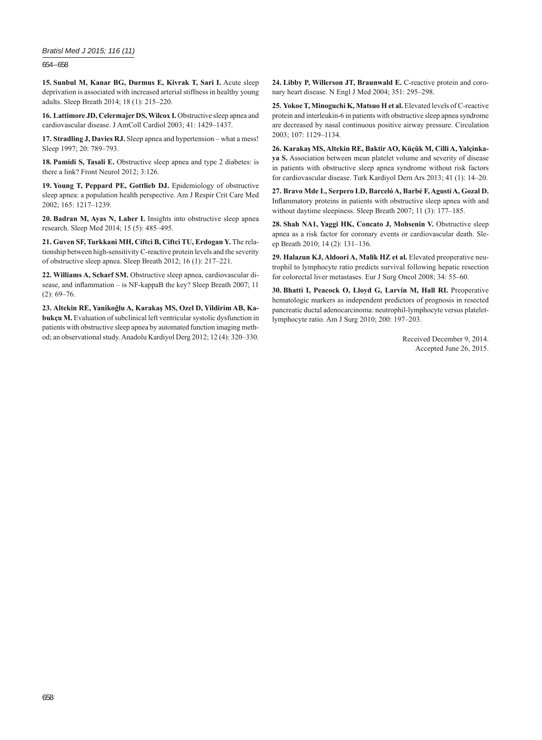**15. Sunbul M, Kanar BG, Durmus E, Kivrak T, Sari I.** Acute sleep deprivation is associated with increased arterial stiffness in healthy young adults. Sleep Breath 2014; 18 (1): 215–220.

**16. Lattimore JD, Celermajer DS, Wilcox I.** Obstructive sleep apnea and cardiovascular disease. J AmColl Cardiol 2003; 41: 1429–1437.

**17. Stradling J, Davies RJ.** Sleep apnea and hypertension – what a mess! Sleep 1997; 20: 789–793.

**18. Pamidi S, Tasali E.** Obstructive sleep apnea and type 2 diabetes: is there a link? Front Neurol 2012; 3:126.

**19. Young T, Peppard PE, Gottlieb DJ.** Epidemiology of obstructive sleep apnea: a population health perspective. Am J Respir Crit Care Med 2002; 165: 1217–1239.

**20. Badran M, Ayas N, Laher I.** Insights into obstructive sleep apnea research. Sleep Med 2014; 15 (5): 485–495.

**21. Guven SF, Turkkani MH, Ciftci B, Ciftci TU, Erdogan Y.** The relationship between high-sensitivity C-reactive protein levels and the severity of obstructive sleep apnea. Sleep Breath 2012; 16 (1): 217–221.

**22. Williams A, Scharf SM.** Obstructive sleep apnea, cardiovascular disease, and inflammation – is NF-kappaB the key? Sleep Breath 2007; 11 (2): 69–76.

**23. Altekin RE, Yanikoğlu A, Karakaş MS, Ozel D, Yildirim AB, Kabukçu M.** Evaluation of subclinical left ventricular systolic dysfunction in patients with obstructive sleep apnea by automated function imaging method; an observational study. Anadolu Kardiyol Derg 2012; 12 (4): 320–330.

**24. Libby P, Willerson JT, Braunwald E.** C-reactive protein and coronary heart disease. N Engl J Med 2004; 351: 295–298.

**25. Yokoe T, Minoguchi K, Matsuo H et al.** Elevated levels of C-reactive protein and interleukin-6 in patients with obstructive sleep apnea syndrome are decreased by nasal continuous positive airway pressure. Circulation 2003; 107: 1129–1134.

**26. Karakaş MS, Altekin RE, Baktir AO, Küçük M, Cilli A, Yalçinkaya S.** Association between mean platelet volume and severity of disease in patients with obstructive sleep apnea syndrome without risk factors for cardiovascular disease. Turk Kardiyol Dern Ars 2013; 41 (1): 14–20.

**27. Bravo Mde L, Serpero LD, Barceló A, Barbé F, Agustí A, Gozal D.** Inflammatory proteins in patients with obstructive sleep apnea with and without daytime sleepiness. Sleep Breath 2007; 11 (3): 177–185.

**28. Shah NA1, Yaggi HK, Concato J, Mohsenin V.** Obstructive sleep apnea as a risk factor for coronary events or cardiovascular death. Sleep Breath 2010; 14 (2): 131–136.

**29. Halazun KJ, Aldoori A, Malik HZ et al.** Elevated preoperative neutrophil to lymphocyte ratio predicts survival following hepatic resection for colorectal liver metastases. Eur J Surg Oncol 2008; 34: 55–60.

**30. Bhatti I, Peacock O, Lloyd G, Larvin M, Hall RI.** Preoperative hematologic markers as independent predictors of prognosis in resected pancreatic ductal adenocarcinoma: neutrophil-lymphocyte versus platelet-lymphocyte ratio. Am J Surg 2010; 200: 197–203.

Received December 9, 2014.
Accepted June 26, 2015.